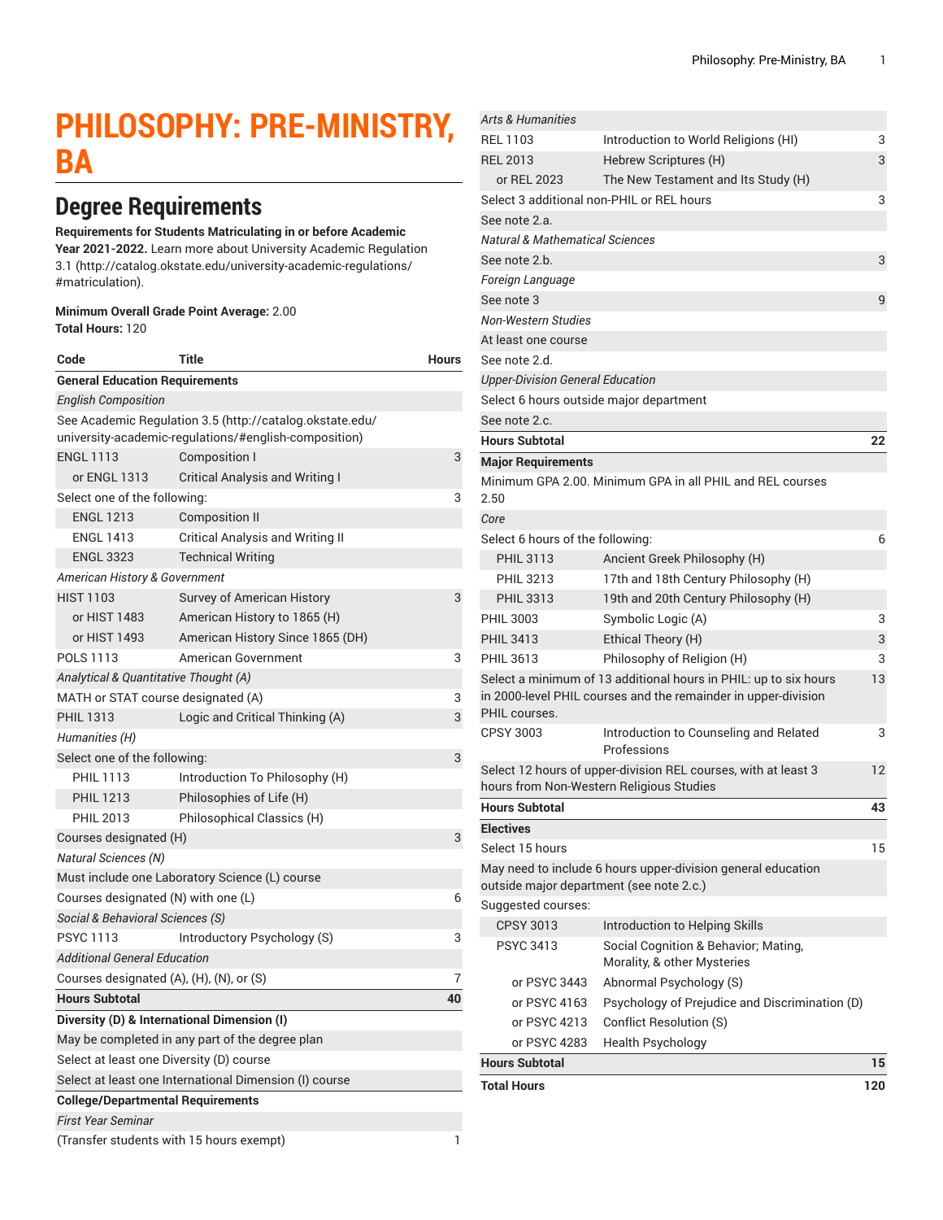# PHILOSOPHY: PRE-MINISTRY, BA

## Degree Requirements

**Requirements for Students Matriculating in or before Academic Year 2021-2022.** Learn more about University Academic Regulation 3.1 (http://catalog.okstate.edu/university-academic-regulations/#matriculation).

**Minimum Overall Grade Point Average:** 2.00
**Total Hours:** 120

| Code | Title | Hours |
|---|---|---|
| **General Education Requirements** | | |
| *English Composition* | | |
| See Academic Regulation 3.5 (http://catalog.okstate.edu/university-academic-regulations/#english-composition) | | |
| ENGL 1113 | Composition I | 3 |
| or ENGL 1313 | Critical Analysis and Writing I | |
| Select one of the following: | | 3 |
| ENGL 1213 | Composition II | |
| ENGL 1413 | Critical Analysis and Writing II | |
| ENGL 3323 | Technical Writing | |
| *American History & Government* | | |
| HIST 1103 | Survey of American History | 3 |
| or HIST 1483 | American History to 1865 (H) | |
| or HIST 1493 | American History Since 1865 (DH) | |
| POLS 1113 | American Government | 3 |
| *Analytical & Quantitative Thought (A)* | | |
| MATH or STAT course designated (A) | | 3 |
| PHIL 1313 | Logic and Critical Thinking (A) | 3 |
| *Humanities (H)* | | |
| Select one of the following: | | 3 |
| PHIL 1113 | Introduction To Philosophy (H) | |
| PHIL 1213 | Philosophies of Life (H) | |
| PHIL 2013 | Philosophical Classics (H) | |
| Courses designated (H) | | 3 |
| *Natural Sciences (N)* | | |
| Must include one Laboratory Science (L) course | | |
| Courses designated (N) with one (L) | | 6 |
| *Social & Behavioral Sciences (S)* | | |
| PSYC 1113 | Introductory Psychology (S) | 3 |
| *Additional General Education* | | |
| Courses designated (A), (H), (N), or (S) | | 7 |
| **Hours Subtotal** | | **40** |
| **Diversity (D) & International Dimension (I)** | | |
| May be completed in any part of the degree plan | | |
| Select at least one Diversity (D) course | | |
| Select at least one International Dimension (I) course | | |
| **College/Departmental Requirements** | | |
| *First Year Seminar* | | |
| (Transfer students with 15 hours exempt) | | 1 |
| *Arts & Humanities* | | |
| REL 1103 | Introduction to World Religions (HI) | 3 |
| REL 2013 | Hebrew Scriptures (H) | 3 |
| or REL 2023 | The New Testament and Its Study (H) | |
| Select 3 additional non-PHIL or REL hours | | 3 |
| See note 2.a. | | |
| *Natural & Mathematical Sciences* | | |
| See note 2.b. | | 3 |
| *Foreign Language* | | |
| See note 3 | | 9 |
| *Non-Western Studies* | | |
| At least one course | | |
| See note 2.d. | | |
| *Upper-Division General Education* | | |
| Select 6 hours outside major department | | |
| See note 2.c. | | |
| **Hours Subtotal** | | **22** |
| **Major Requirements** | | |
| Minimum GPA 2.00. Minimum GPA in all PHIL and REL courses 2.50 | | |
| *Core* | | |
| Select 6 hours of the following: | | 6 |
| PHIL 3113 | Ancient Greek Philosophy (H) | |
| PHIL 3213 | 17th and 18th Century Philosophy (H) | |
| PHIL 3313 | 19th and 20th Century Philosophy (H) | |
| PHIL 3003 | Symbolic Logic (A) | 3 |
| PHIL 3413 | Ethical Theory (H) | 3 |
| PHIL 3613 | Philosophy of Religion (H) | 3 |
| Select a minimum of 13 additional hours in PHIL: up to six hours in 2000-level PHIL courses and the remainder in upper-division PHIL courses. | | 13 |
| CPSY 3003 | Introduction to Counseling and Related Professions | 3 |
| Select 12 hours of upper-division REL courses, with at least 3 hours from Non-Western Religious Studies | | 12 |
| **Hours Subtotal** | | **43** |
| **Electives** | | |
| Select 15 hours | | 15 |
| May need to include 6 hours upper-division general education outside major department (see note 2.c.) | | |
| Suggested courses: | | |
| CPSY 3013 | Introduction to Helping Skills | |
| PSYC 3413 | Social Cognition & Behavior; Mating, Morality, & other Mysteries | |
| or PSYC 3443 | Abnormal Psychology (S) | |
| or PSYC 4163 | Psychology of Prejudice and Discrimination (D) | |
| or PSYC 4213 | Conflict Resolution (S) | |
| or PSYC 4283 | Health Psychology | |
| **Hours Subtotal** | | **15** |
| **Total Hours** | | **120** |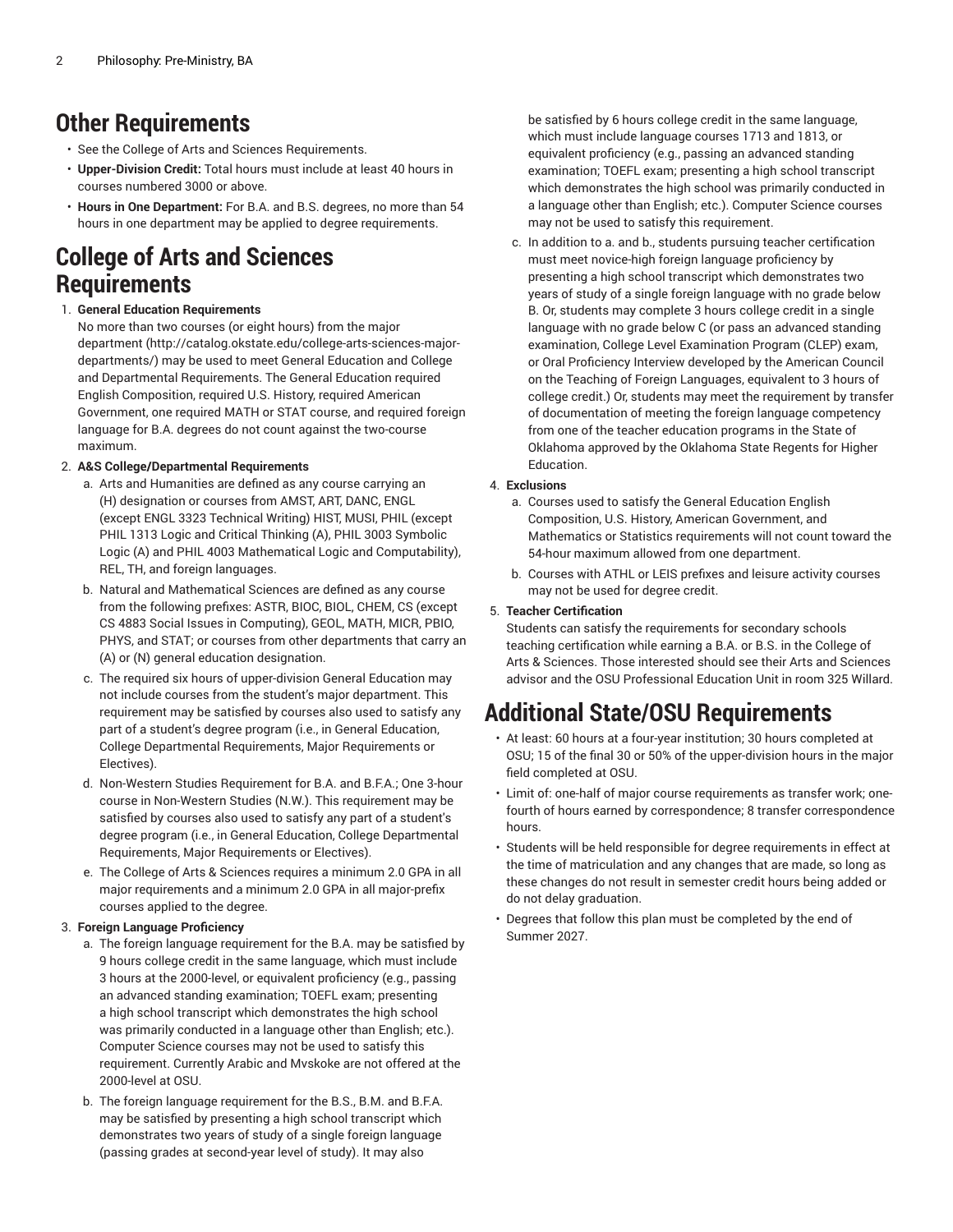## Other Requirements

- See the College of Arts and Sciences Requirements.
- **Upper-Division Credit:** Total hours must include at least 40 hours in courses numbered 3000 or above.
- **Hours in One Department:** For B.A. and B.S. degrees, no more than 54 hours in one department may be applied to degree requirements.

## College of Arts and Sciences Requirements

1. **General Education Requirements**
   No more than two courses (or eight hours) from the major department (http://catalog.okstate.edu/college-arts-sciences-major-departments/) may be used to meet General Education and College and Departmental Requirements. The General Education required English Composition, required U.S. History, required American Government, one required MATH or STAT course, and required foreign language for B.A. degrees do not count against the two-course maximum.
2. **A&S College/Departmental Requirements**
   a. Arts and Humanities are defined as any course carrying an (H) designation or courses from AMST, ART, DANC, ENGL (except ENGL 3323 Technical Writing) HIST, MUSI, PHIL (except PHIL 1313 Logic and Critical Thinking (A), PHIL 3003 Symbolic Logic (A) and PHIL 4003 Mathematical Logic and Computability), REL, TH, and foreign languages.
   b. Natural and Mathematical Sciences are defined as any course from the following prefixes: ASTR, BIOC, BIOL, CHEM, CS (except CS 4883 Social Issues in Computing), GEOL, MATH, MICR, PBIO, PHYS, and STAT; or courses from other departments that carry an (A) or (N) general education designation.
   c. The required six hours of upper-division General Education may not include courses from the student's major department. This requirement may be satisfied by courses also used to satisfy any part of a student's degree program (i.e., in General Education, College Departmental Requirements, Major Requirements or Electives).
   d. Non-Western Studies Requirement for B.A. and B.F.A.; One 3-hour course in Non-Western Studies (N.W.). This requirement may be satisfied by courses also used to satisfy any part of a student's degree program (i.e., in General Education, College Departmental Requirements, Major Requirements or Electives).
   e. The College of Arts & Sciences requires a minimum 2.0 GPA in all major requirements and a minimum 2.0 GPA in all major-prefix courses applied to the degree.
3. **Foreign Language Proficiency**
   a. The foreign language requirement for the B.A. may be satisfied by 9 hours college credit in the same language, which must include 3 hours at the 2000-level, or equivalent proficiency (e.g., passing an advanced standing examination; TOEFL exam; presenting a high school transcript which demonstrates the high school was primarily conducted in a language other than English; etc.). Computer Science courses may not be used to satisfy this requirement. Currently Arabic and Mvskoke are not offered at the 2000-level at OSU.
   b. The foreign language requirement for the B.S., B.M. and B.F.A. may be satisfied by presenting a high school transcript which demonstrates two years of study of a single foreign language (passing grades at second-year level of study). It may also be satisfied by 6 hours college credit in the same language, which must include language courses 1713 and 1813, or equivalent proficiency (e.g., passing an advanced standing examination; TOEFL exam; presenting a high school transcript which demonstrates the high school was primarily conducted in a language other than English; etc.). Computer Science courses may not be used to satisfy this requirement.
   c. In addition to a. and b., students pursuing teacher certification must meet novice-high foreign language proficiency by presenting a high school transcript which demonstrates two years of study of a single foreign language with no grade below B. Or, students may complete 3 hours college credit in a single language with no grade below C (or pass an advanced standing examination, College Level Examination Program (CLEP) exam, or Oral Proficiency Interview developed by the American Council on the Teaching of Foreign Languages, equivalent to 3 hours of college credit.) Or, students may meet the requirement by transfer of documentation of meeting the foreign language competency from one of the teacher education programs in the State of Oklahoma approved by the Oklahoma State Regents for Higher Education.
4. **Exclusions**
   a. Courses used to satisfy the General Education English Composition, U.S. History, American Government, and Mathematics or Statistics requirements will not count toward the 54-hour maximum allowed from one department.
   b. Courses with ATHL or LEIS prefixes and leisure activity courses may not be used for degree credit.
5. **Teacher Certification**
   Students can satisfy the requirements for secondary schools teaching certification while earning a B.A. or B.S. in the College of Arts & Sciences. Those interested should see their Arts and Sciences advisor and the OSU Professional Education Unit in room 325 Willard.

## Additional State/OSU Requirements

- At least: 60 hours at a four-year institution; 30 hours completed at OSU; 15 of the final 30 or 50% of the upper-division hours in the major field completed at OSU.
- Limit of: one-half of major course requirements as transfer work; one-fourth of hours earned by correspondence; 8 transfer correspondence hours.
- Students will be held responsible for degree requirements in effect at the time of matriculation and any changes that are made, so long as these changes do not result in semester credit hours being added or do not delay graduation.
- Degrees that follow this plan must be completed by the end of Summer 2027.